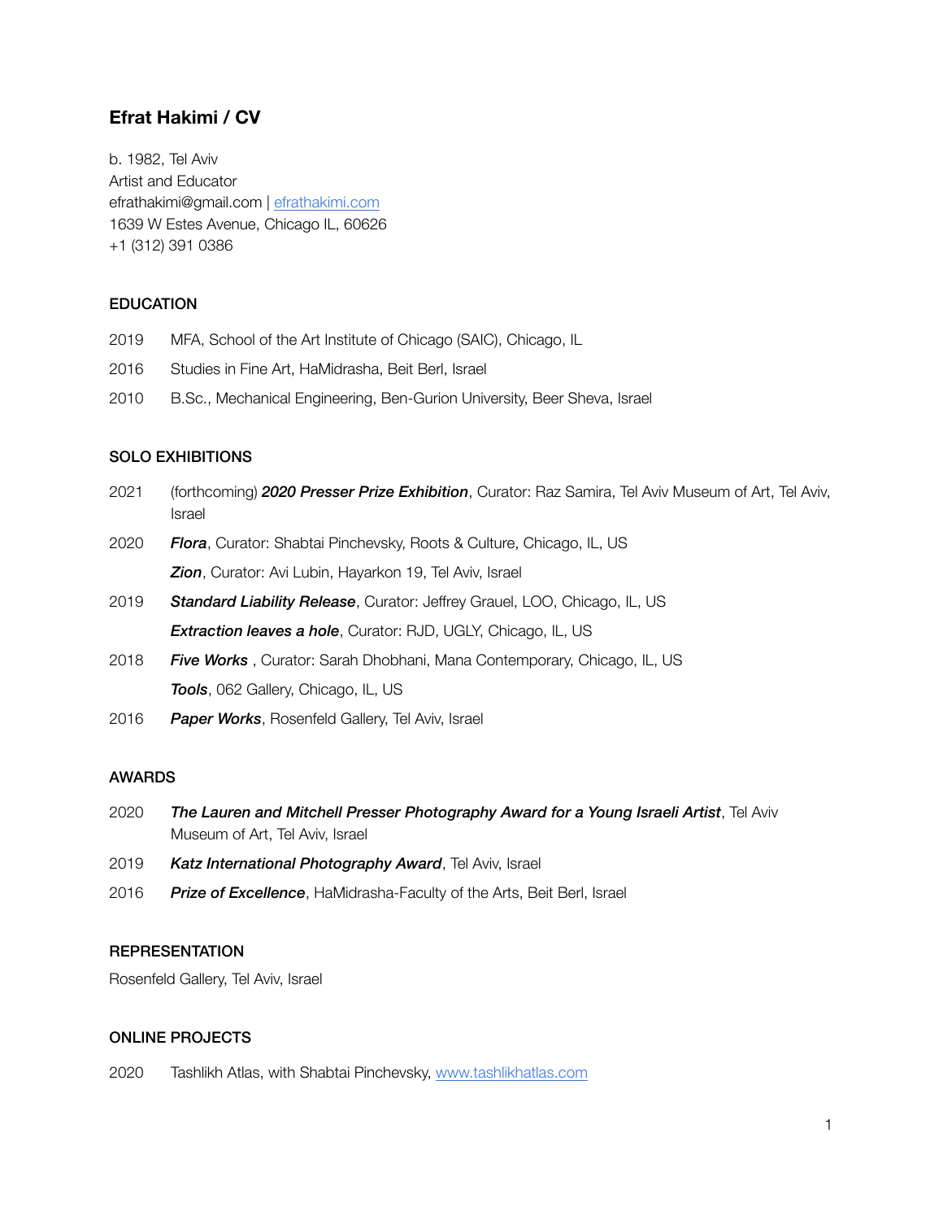# Efrat Hakimi / CV

b. 1982, Tel Aviv
Artist and Educator
efrathakimi@gmail.com | [efrathakimi.com](efrathakimi.com)
1639 W Estes Avenue, Chicago IL, 60626
+1 (312) 391 0386

## EDUCATION

2019 MFA, School of the Art Institute of Chicago (SAIC), Chicago, IL

2016 Studies in Fine Art, HaMidrasha, Beit Berl, Israel

2010 B.Sc., Mechanical Engineering, Ben-Gurion University, Beer Sheva, Israel

## SOLO EXHIBITIONS

2021 (forthcoming) ***2020 Presser Prize Exhibition***, Curator: Raz Samira, Tel Aviv Museum of Art, Tel Aviv, Israel

2020 ***Flora***, Curator: Shabtai Pinchevsky, Roots & Culture, Chicago, IL, US

***Zion***, Curator: Avi Lubin, Hayarkon 19, Tel Aviv, Israel

2019 ***Standard Liability Release***, Curator: Jeffrey Grauel, LOO, Chicago, IL, US

***Extraction leaves a hole***, Curator: RJD, UGLY, Chicago, IL, US

2018 ***Five Works*** , Curator: Sarah Dhobhani, Mana Contemporary, Chicago, IL, US

***Tools***, 062 Gallery, Chicago, IL, US

2016 ***Paper Works***, Rosenfeld Gallery, Tel Aviv, Israel

## AWARDS

2020 ***The Lauren and Mitchell Presser Photography Award for a Young Israeli Artist***, Tel Aviv Museum of Art, Tel Aviv, Israel

2019 ***Katz International Photography Award***, Tel Aviv, Israel

2016 ***Prize of Excellence***, HaMidrasha-Faculty of the Arts, Beit Berl, Israel

## REPRESENTATION

Rosenfeld Gallery, Tel Aviv, Israel

## ONLINE PROJECTS

2020 Tashlikh Atlas, with Shabtai Pinchevsky, [www.tashlikhatlas.com](www.tashlikhatlas.com)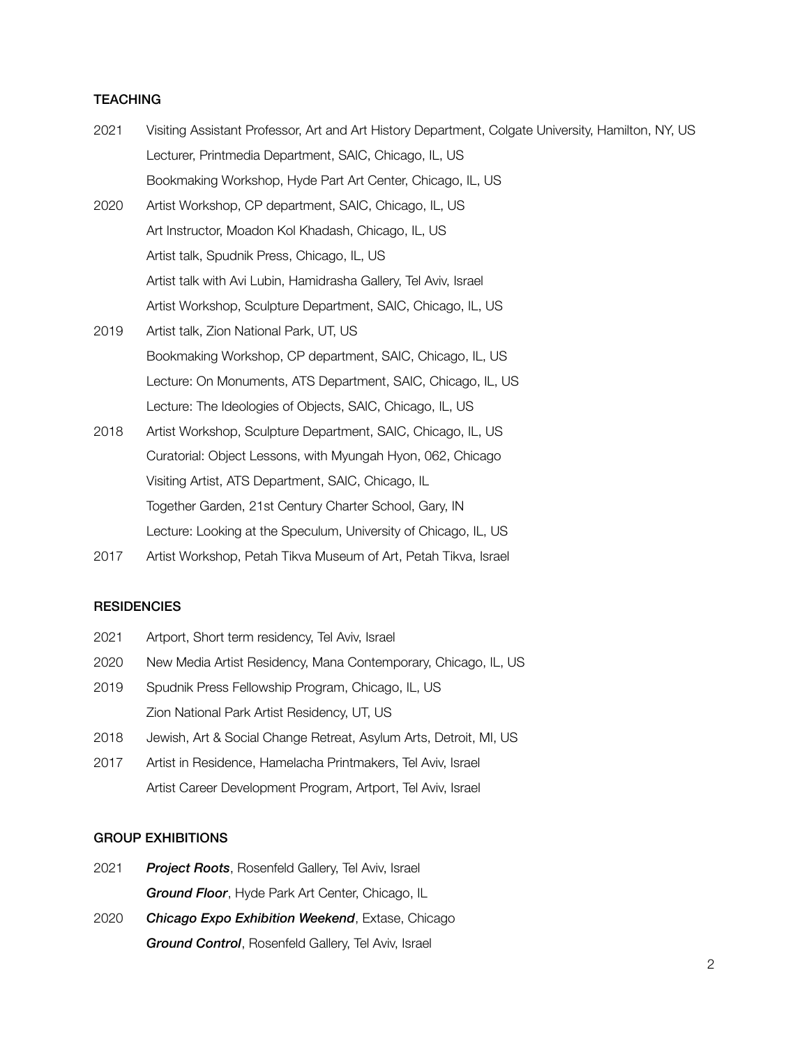## TEACHING

2021 Visiting Assistant Professor, Art and Art History Department, Colgate University, Hamilton, NY, US
Lecturer, Printmedia Department, SAIC, Chicago, IL, US
Bookmaking Workshop, Hyde Part Art Center, Chicago, IL, US

2020 Artist Workshop, CP department, SAIC, Chicago, IL, US
Art Instructor, Moadon Kol Khadash, Chicago, IL, US
Artist talk, Spudnik Press, Chicago, IL, US
Artist talk with Avi Lubin, Hamidrasha Gallery, Tel Aviv, Israel
Artist Workshop, Sculpture Department, SAIC, Chicago, IL, US

2019 Artist talk, Zion National Park, UT, US
Bookmaking Workshop, CP department, SAIC, Chicago, IL, US
Lecture: On Monuments, ATS Department, SAIC, Chicago, IL, US
Lecture: The Ideologies of Objects, SAIC, Chicago, IL, US

2018 Artist Workshop, Sculpture Department, SAIC, Chicago, IL, US
Curatorial: Object Lessons, with Myungah Hyon, 062, Chicago
Visiting Artist, ATS Department, SAIC, Chicago, IL
Together Garden, 21st Century Charter School, Gary, IN
Lecture: Looking at the Speculum, University of Chicago, IL, US

2017 Artist Workshop, Petah Tikva Museum of Art, Petah Tikva, Israel

## RESIDENCIES

2021 Artport, Short term residency, Tel Aviv, Israel

2020 New Media Artist Residency, Mana Contemporary, Chicago, IL, US

2019 Spudnik Press Fellowship Program, Chicago, IL, US
Zion National Park Artist Residency, UT, US

2018 Jewish, Art & Social Change Retreat, Asylum Arts, Detroit, MI, US

2017 Artist in Residence, Hamelacha Printmakers, Tel Aviv, Israel
Artist Career Development Program, Artport, Tel Aviv, Israel

## GROUP EXHIBITIONS

2021 ***Project Roots***, Rosenfeld Gallery, Tel Aviv, Israel
***Ground Floor***, Hyde Park Art Center, Chicago, IL

2020 ***Chicago Expo Exhibition Weekend***, Extase, Chicago
***Ground Control***, Rosenfeld Gallery, Tel Aviv, Israel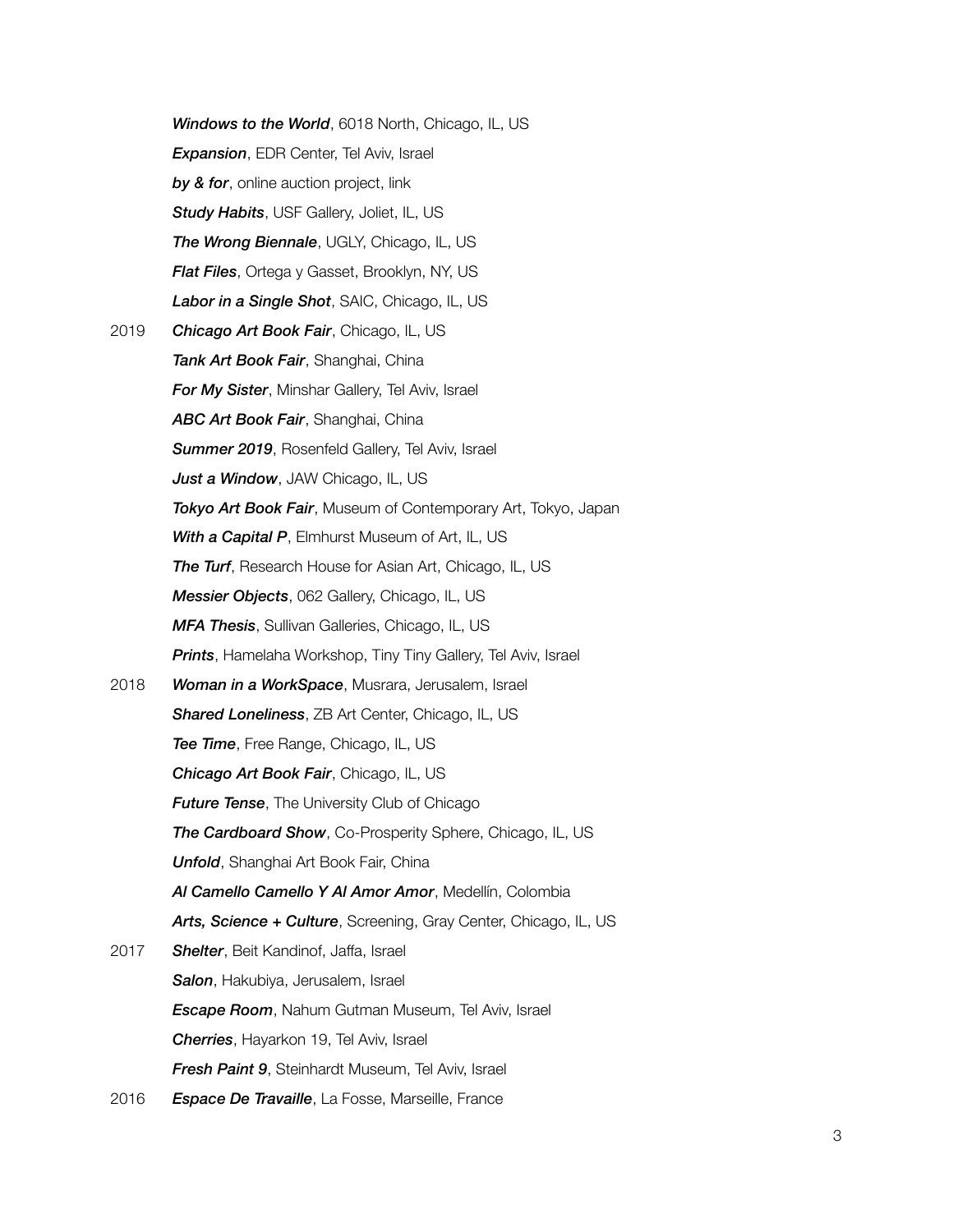***Windows to the World***, 6018 North, Chicago, IL, US

***Expansion***, EDR Center, Tel Aviv, Israel

***by & for***, online auction project, link

***Study Habits***, USF Gallery, Joliet, IL, US

***The Wrong Biennale***, UGLY, Chicago, IL, US

***Flat Files***, Ortega y Gasset, Brooklyn, NY, US

***Labor in a Single Shot***, SAIC, Chicago, IL, US

2019 ***Chicago Art Book Fair***, Chicago, IL, US

***Tank Art Book Fair***, Shanghai, China

***For My Sister***, Minshar Gallery, Tel Aviv, Israel

***ABC Art Book Fair***, Shanghai, China

***Summer 2019***, Rosenfeld Gallery, Tel Aviv, Israel

***Just a Window***, JAW Chicago, IL, US

***Tokyo Art Book Fair***, Museum of Contemporary Art, Tokyo, Japan

***With a Capital P***, Elmhurst Museum of Art, IL, US

***The Turf***, Research House for Asian Art, Chicago, IL, US

***Messier Objects***, 062 Gallery, Chicago, IL, US

***MFA Thesis***, Sullivan Galleries, Chicago, IL, US

***Prints***, Hamelaha Workshop, Tiny Tiny Gallery, Tel Aviv, Israel

2018 ***Woman in a WorkSpace***, Musrara, Jerusalem, Israel

***Shared Loneliness***, ZB Art Center, Chicago, IL, US

***Tee Time***, Free Range, Chicago, IL, US

***Chicago Art Book Fair***, Chicago, IL, US

***Future Tense***, The University Club of Chicago

***The Cardboard Show***, Co-Prosperity Sphere, Chicago, IL, US

***Unfold***, Shanghai Art Book Fair, China

***Al Camello Camello Y Al Amor Amor***, Medellín, Colombia

***Arts, Science + Culture***, Screening, Gray Center, Chicago, IL, US

2017 ***Shelter***, Beit Kandinof, Jaffa, Israel

***Salon***, Hakubiya, Jerusalem, Israel

***Escape Room***, Nahum Gutman Museum, Tel Aviv, Israel

***Cherries***, Hayarkon 19, Tel Aviv, Israel

***Fresh Paint 9***, Steinhardt Museum, Tel Aviv, Israel

2016 ***Espace De Travaille***, La Fosse, Marseille, France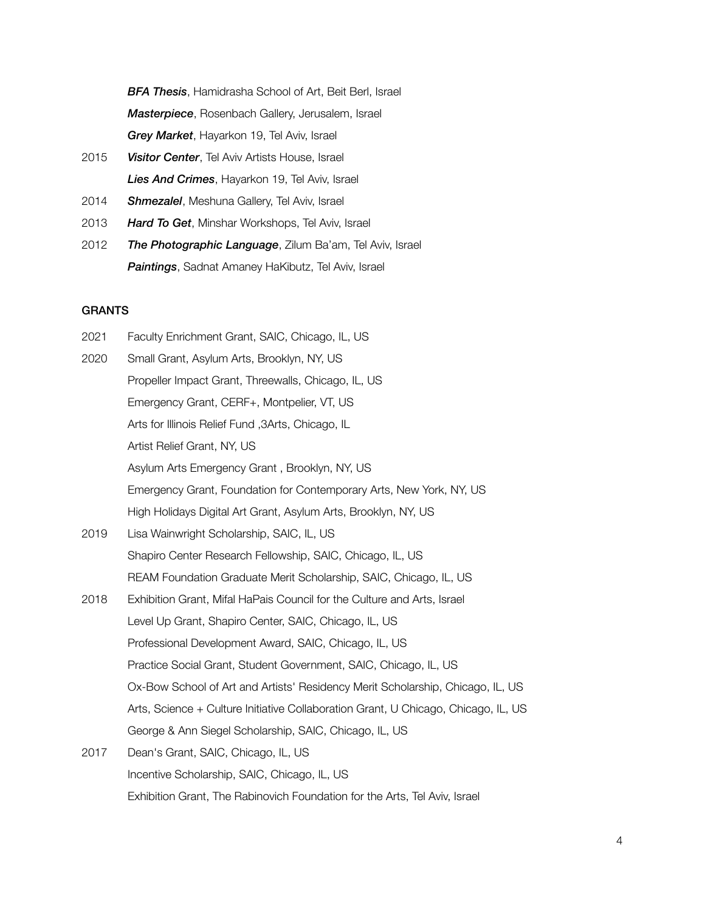***BFA Thesis***, Hamidrasha School of Art, Beit Berl, Israel
***Masterpiece***, Rosenbach Gallery, Jerusalem, Israel
***Grey Market***, Hayarkon 19, Tel Aviv, Israel

2015 ***Visitor Center***, Tel Aviv Artists House, Israel
***Lies And Crimes***, Hayarkon 19, Tel Aviv, Israel

2014 ***Shmezalel***, Meshuna Gallery, Tel Aviv, Israel

2013 ***Hard To Get***, Minshar Workshops, Tel Aviv, Israel

2012 ***The Photographic Language***, Zilum Ba'am, Tel Aviv, Israel
***Paintings***, Sadnat Amaney HaKibutz, Tel Aviv, Israel

## GRANTS

2021 Faculty Enrichment Grant, SAIC, Chicago, IL, US

2020 Small Grant, Asylum Arts, Brooklyn, NY, US
Propeller Impact Grant, Threewalls, Chicago, IL, US
Emergency Grant, CERF+, Montpelier, VT, US
Arts for Illinois Relief Fund ,3Arts, Chicago, IL
Artist Relief Grant, NY, US
Asylum Arts Emergency Grant , Brooklyn, NY, US
Emergency Grant, Foundation for Contemporary Arts, New York, NY, US
High Holidays Digital Art Grant, Asylum Arts, Brooklyn, NY, US

2019 Lisa Wainwright Scholarship, SAIC, IL, US
Shapiro Center Research Fellowship, SAIC, Chicago, IL, US
REAM Foundation Graduate Merit Scholarship, SAIC, Chicago, IL, US

2018 Exhibition Grant, Mifal HaPais Council for the Culture and Arts, Israel
Level Up Grant, Shapiro Center, SAIC, Chicago, IL, US
Professional Development Award, SAIC, Chicago, IL, US
Practice Social Grant, Student Government, SAIC, Chicago, IL, US
Ox-Bow School of Art and Artists' Residency Merit Scholarship, Chicago, IL, US
Arts, Science + Culture Initiative Collaboration Grant, U Chicago, Chicago, IL, US
George & Ann Siegel Scholarship, SAIC, Chicago, IL, US

2017 Dean's Grant, SAIC, Chicago, IL, US
Incentive Scholarship, SAIC, Chicago, IL, US
Exhibition Grant, The Rabinovich Foundation for the Arts, Tel Aviv, Israel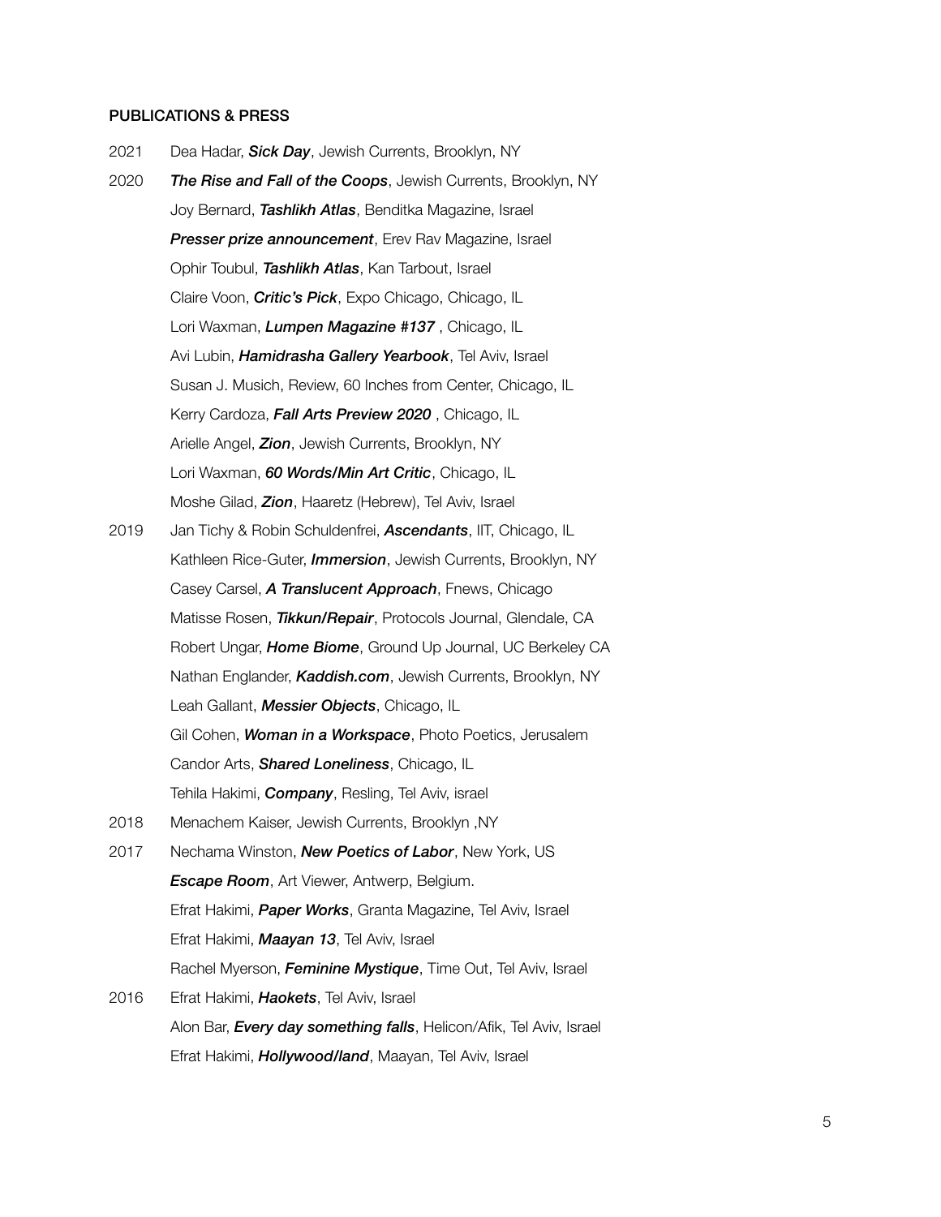## PUBLICATIONS & PRESS

2021 Dea Hadar, ***Sick Day***, Jewish Currents, Brooklyn, NY

2020 ***The Rise and Fall of the Coops***, Jewish Currents, Brooklyn, NY
Joy Bernard, ***Tashlikh Atlas***, Benditka Magazine, Israel
***Presser prize announcement***, Erev Rav Magazine, Israel
Ophir Toubul, ***Tashlikh Atlas***, Kan Tarbout, Israel
Claire Voon, ***Critic's Pick***, Expo Chicago, Chicago, IL
Lori Waxman, ***Lumpen Magazine #137*** , Chicago, IL
Avi Lubin, ***Hamidrasha Gallery Yearbook***, Tel Aviv, Israel
Susan J. Musich, Review, 60 Inches from Center, Chicago, IL
Kerry Cardoza, ***Fall Arts Preview 2020*** , Chicago, IL
Arielle Angel, ***Zion***, Jewish Currents, Brooklyn, NY
Lori Waxman, ***60 Words/Min Art Critic***, Chicago, IL
Moshe Gilad, ***Zion***, Haaretz (Hebrew), Tel Aviv, Israel

2019 Jan Tichy & Robin Schuldenfrei, ***Ascendants***, IIT, Chicago, IL
Kathleen Rice-Guter, ***Immersion***, Jewish Currents, Brooklyn, NY
Casey Carsel, ***A Translucent Approach***, Fnews, Chicago
Matisse Rosen, ***Tikkun/Repair***, Protocols Journal, Glendale, CA
Robert Ungar, ***Home Biome***, Ground Up Journal, UC Berkeley CA
Nathan Englander, ***Kaddish.com***, Jewish Currents, Brooklyn, NY
Leah Gallant, ***Messier Objects***, Chicago, IL
Gil Cohen, ***Woman in a Workspace***, Photo Poetics, Jerusalem
Candor Arts, ***Shared Loneliness***, Chicago, IL
Tehila Hakimi, ***Company***, Resling, Tel Aviv, israel

2018 Menachem Kaiser, Jewish Currents, Brooklyn ,NY

2017 Nechama Winston, ***New Poetics of Labor***, New York, US
***Escape Room***, Art Viewer, Antwerp, Belgium.
Efrat Hakimi, ***Paper Works***, Granta Magazine, Tel Aviv, Israel
Efrat Hakimi, ***Maayan 13***, Tel Aviv, Israel
Rachel Myerson, ***Feminine Mystique***, Time Out, Tel Aviv, Israel

2016 Efrat Hakimi, ***Haokets***, Tel Aviv, Israel
Alon Bar, ***Every day something falls***, Helicon/Afik, Tel Aviv, Israel
Efrat Hakimi, ***Hollywood/land***, Maayan, Tel Aviv, Israel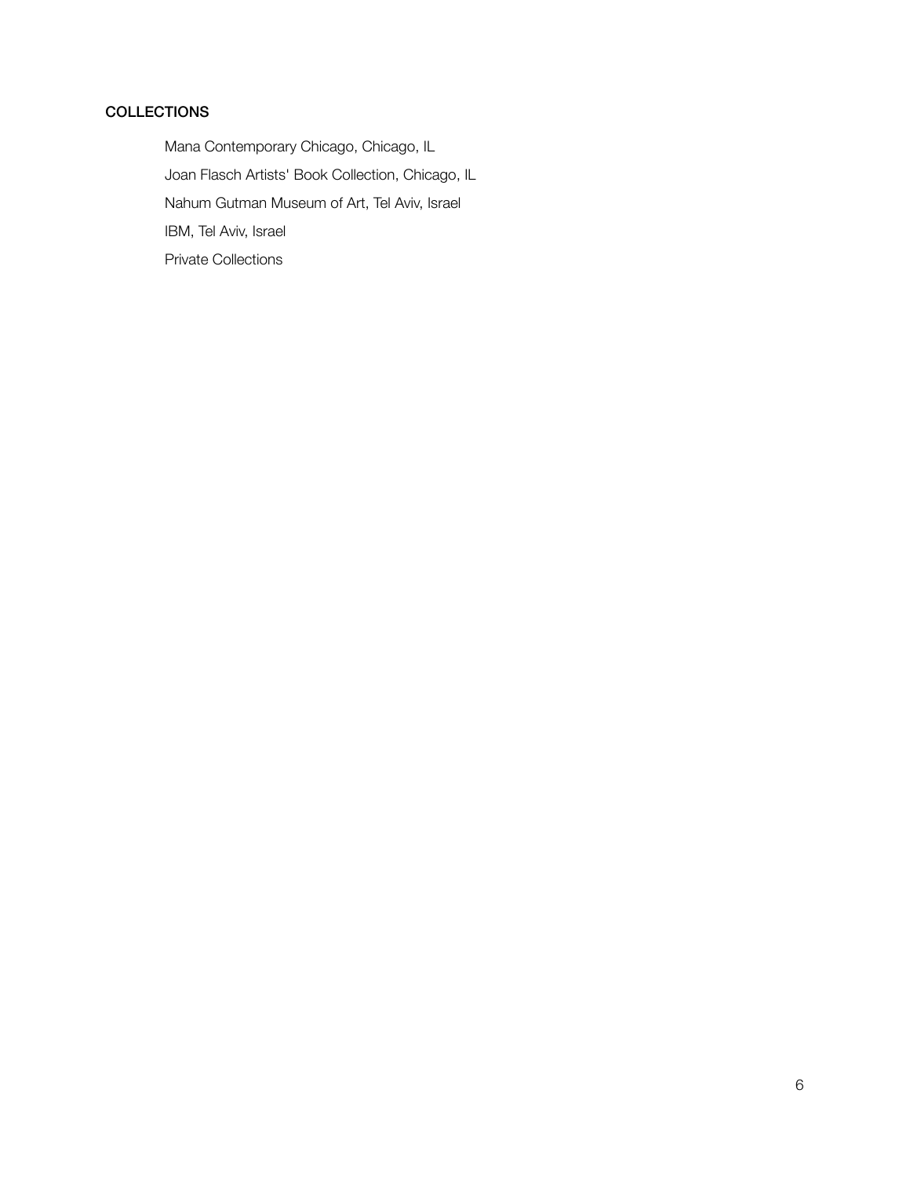## COLLECTIONS

Mana Contemporary Chicago, Chicago, IL

Joan Flasch Artists' Book Collection, Chicago, IL

Nahum Gutman Museum of Art, Tel Aviv, Israel

IBM, Tel Aviv, Israel

Private Collections